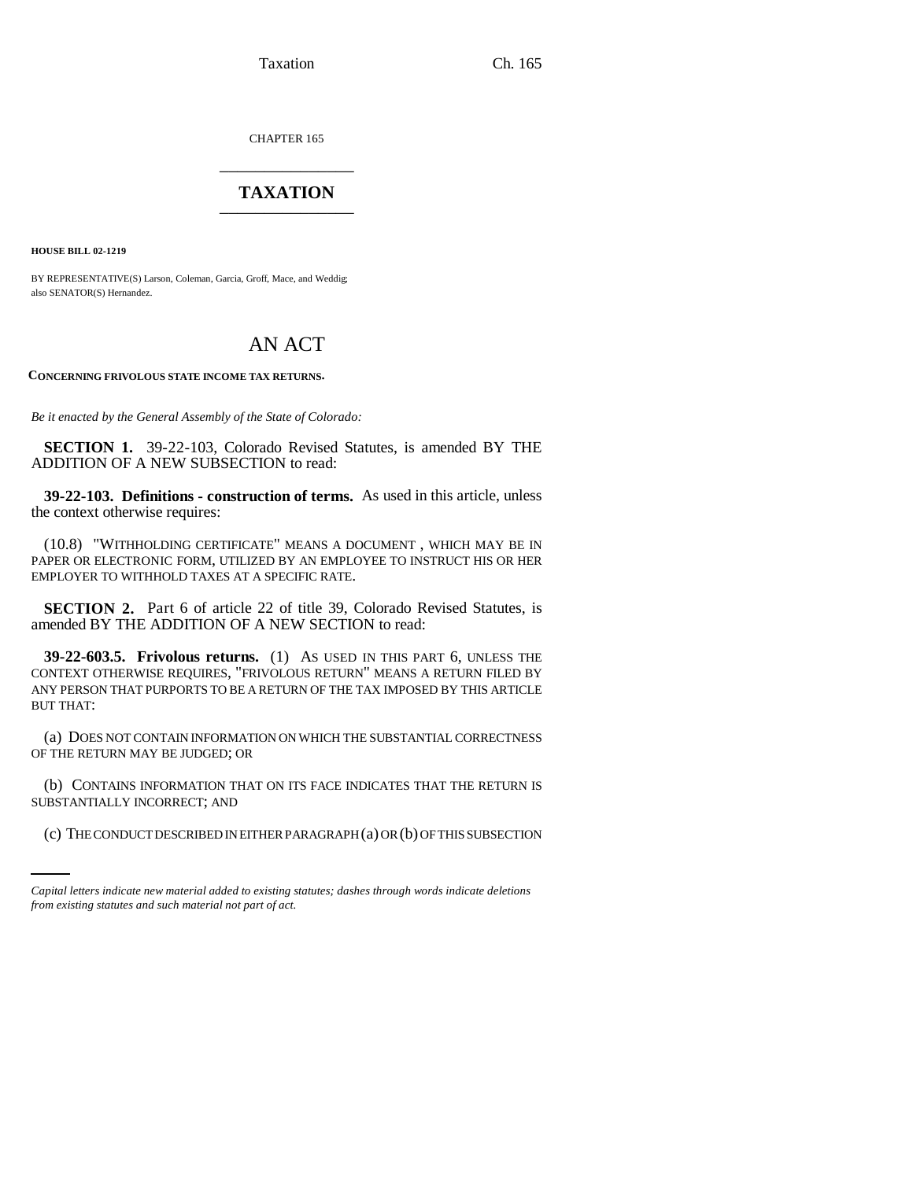CHAPTER 165

# TAXATION

**HOUSE BILL 02-1219**

BY REPRESENTATIVE(S) Larson, Coleman, Garcia, Groff, Mace, and Weddig; also SENATOR(S) Hernandez.

# AN ACT

**CONCERNING FRIVOLOUS STATE INCOME TAX RETURNS.**

*Be it enacted by the General Assembly of the State of Colorado:*

**SECTION 1.** 39-22-103, Colorado Revised Statutes, is amended BY THE ADDITION OF A NEW SUBSECTION to read:

**39-22-103. Definitions - construction of terms.** As used in this article, unless the context otherwise requires:

(10.8) "WITHHOLDING CERTIFICATE" MEANS A DOCUMENT , WHICH MAY BE IN PAPER OR ELECTRONIC FORM, UTILIZED BY AN EMPLOYEE TO INSTRUCT HIS OR HER EMPLOYER TO WITHHOLD TAXES AT A SPECIFIC RATE.

**SECTION 2.** Part 6 of article 22 of title 39, Colorado Revised Statutes, is amended BY THE ADDITION OF A NEW SECTION to read:

**39-22-603.5. Frivolous returns.** (1) AS USED IN THIS PART 6, UNLESS THE CONTEXT OTHERWISE REQUIRES, "FRIVOLOUS RETURN" MEANS A RETURN FILED BY ANY PERSON THAT PURPORTS TO BE A RETURN OF THE TAX IMPOSED BY THIS ARTICLE BUT THAT:

(a) DOES NOT CONTAIN INFORMATION ON WHICH THE SUBSTANTIAL CORRECTNESS OF THE RETURN MAY BE JUDGED; OR

(b) CONTAINS INFORMATION THAT ON ITS FACE INDICATES THAT THE RETURN IS SUBSTANTIALLY INCORRECT; AND

(c) THE CONDUCT DESCRIBED IN EITHER PARAGRAPH (a) OR (b) OF THIS SUBSECTION

*Capital letters indicate new material added to existing statutes; dashes through words indicate deletions from existing statutes and such material not part of act.*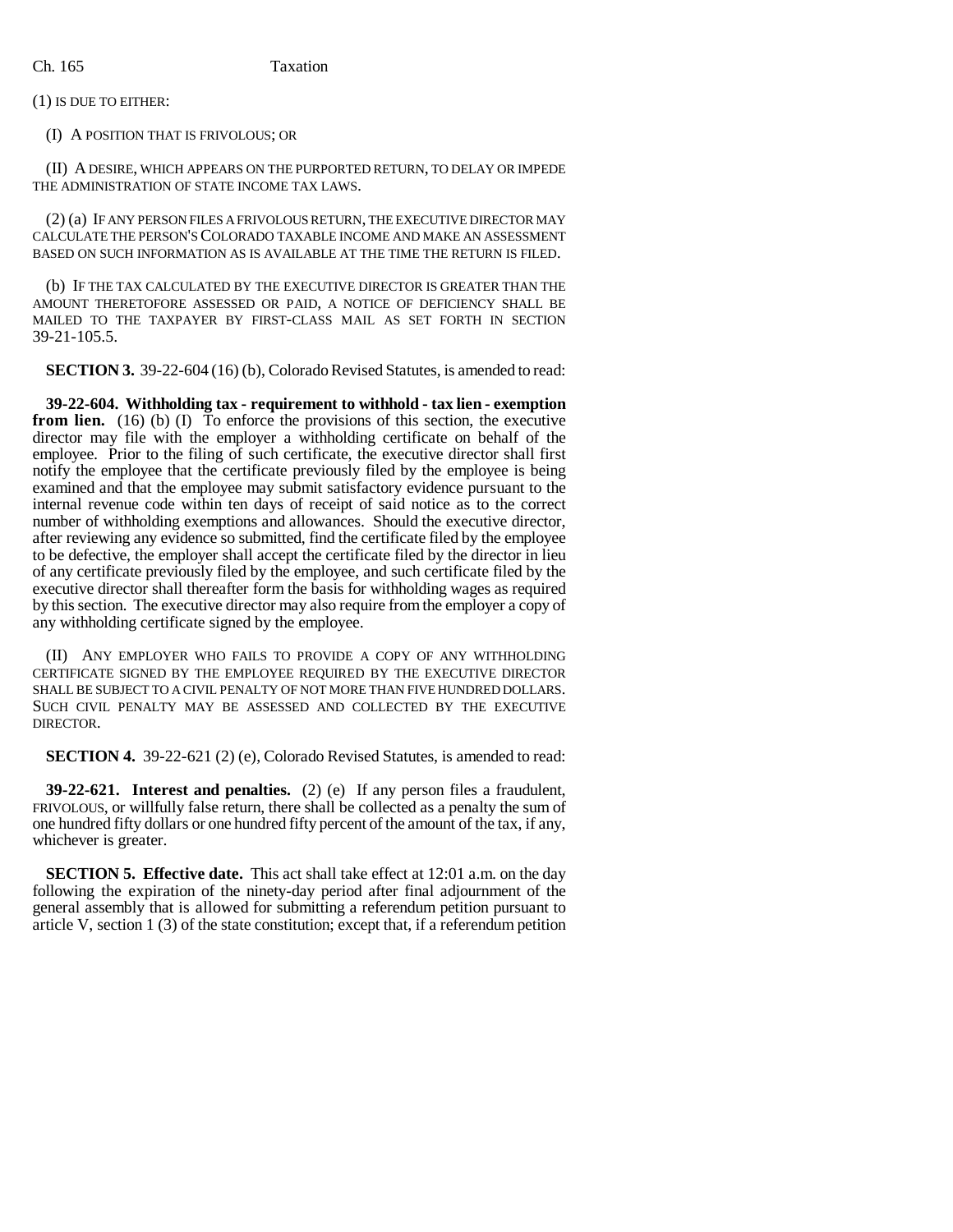(1) IS DUE TO EITHER:

(I) A POSITION THAT IS FRIVOLOUS; OR

(II) A DESIRE, WHICH APPEARS ON THE PURPORTED RETURN, TO DELAY OR IMPEDE THE ADMINISTRATION OF STATE INCOME TAX LAWS.

(2) (a) IF ANY PERSON FILES A FRIVOLOUS RETURN, THE EXECUTIVE DIRECTOR MAY CALCULATE THE PERSON'S COLORADO TAXABLE INCOME AND MAKE AN ASSESSMENT BASED ON SUCH INFORMATION AS IS AVAILABLE AT THE TIME THE RETURN IS FILED.

(b) IF THE TAX CALCULATED BY THE EXECUTIVE DIRECTOR IS GREATER THAN THE AMOUNT THERETOFORE ASSESSED OR PAID, A NOTICE OF DEFICIENCY SHALL BE MAILED TO THE TAXPAYER BY FIRST-CLASS MAIL AS SET FORTH IN SECTION 39-21-105.5.

**SECTION 3.** 39-22-604 (16) (b), Colorado Revised Statutes, is amended to read:

**39-22-604. Withholding tax - requirement to withhold - tax lien - exemption from lien.** (16) (b) (I) To enforce the provisions of this section, the executive director may file with the employer a withholding certificate on behalf of the employee. Prior to the filing of such certificate, the executive director shall first notify the employee that the certificate previously filed by the employee is being examined and that the employee may submit satisfactory evidence pursuant to the internal revenue code within ten days of receipt of said notice as to the correct number of withholding exemptions and allowances. Should the executive director, after reviewing any evidence so submitted, find the certificate filed by the employee to be defective, the employer shall accept the certificate filed by the director in lieu of any certificate previously filed by the employee, and such certificate filed by the executive director shall thereafter form the basis for withholding wages as required by this section. The executive director may also require from the employer a copy of any withholding certificate signed by the employee.

(II) ANY EMPLOYER WHO FAILS TO PROVIDE A COPY OF ANY WITHHOLDING CERTIFICATE SIGNED BY THE EMPLOYEE REQUIRED BY THE EXECUTIVE DIRECTOR SHALL BE SUBJECT TO A CIVIL PENALTY OF NOT MORE THAN FIVE HUNDRED DOLLARS. SUCH CIVIL PENALTY MAY BE ASSESSED AND COLLECTED BY THE EXECUTIVE DIRECTOR.

**SECTION 4.** 39-22-621 (2) (e), Colorado Revised Statutes, is amended to read:

**39-22-621. Interest and penalties.** (2) (e) If any person files a fraudulent, FRIVOLOUS, or willfully false return, there shall be collected as a penalty the sum of one hundred fifty dollars or one hundred fifty percent of the amount of the tax, if any, whichever is greater.

**SECTION 5. Effective date.** This act shall take effect at 12:01 a.m. on the day following the expiration of the ninety-day period after final adjournment of the general assembly that is allowed for submitting a referendum petition pursuant to article V, section 1 (3) of the state constitution; except that, if a referendum petition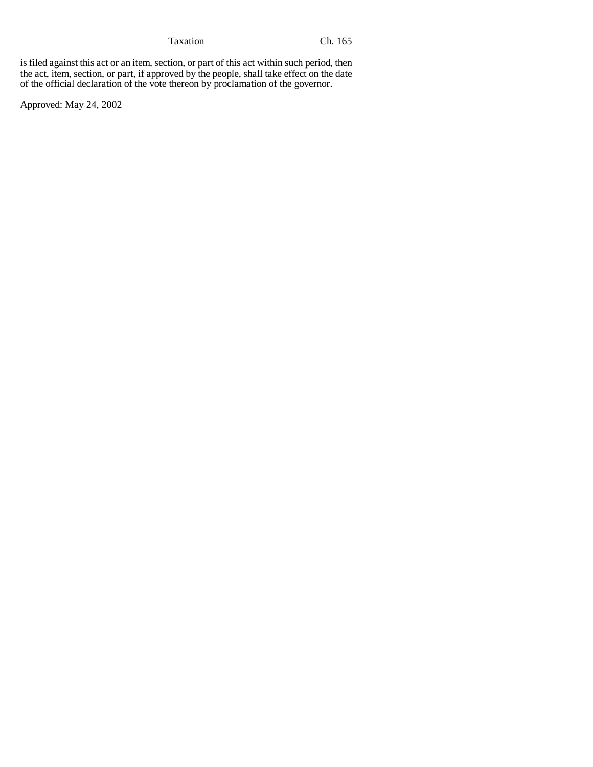is filed against this act or an item, section, or part of this act within such period, then the act, item, section, or part, if approved by the people, shall take effect on the date of the official declaration of the vote thereon by proclamation of the governor.

Approved: May 24, 2002